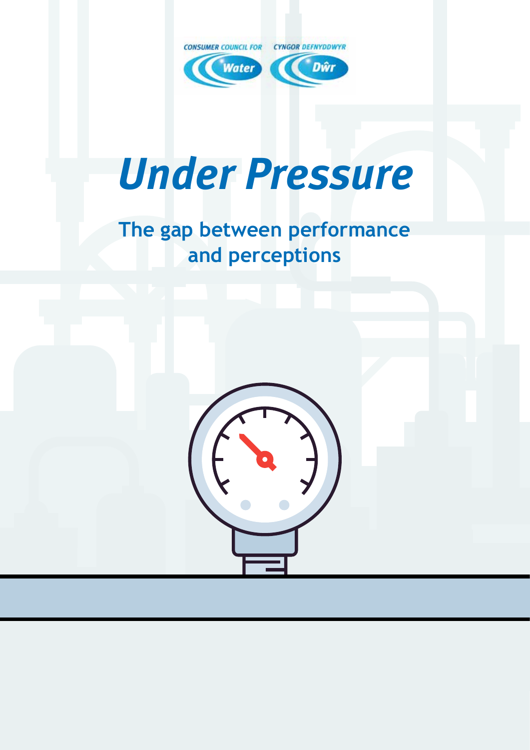CONSUMER COUNCIL FOR Water

CYNGOR DEFNYDDWYR Dŵr

# *Under Pressure*

## The gap between performance and perceptions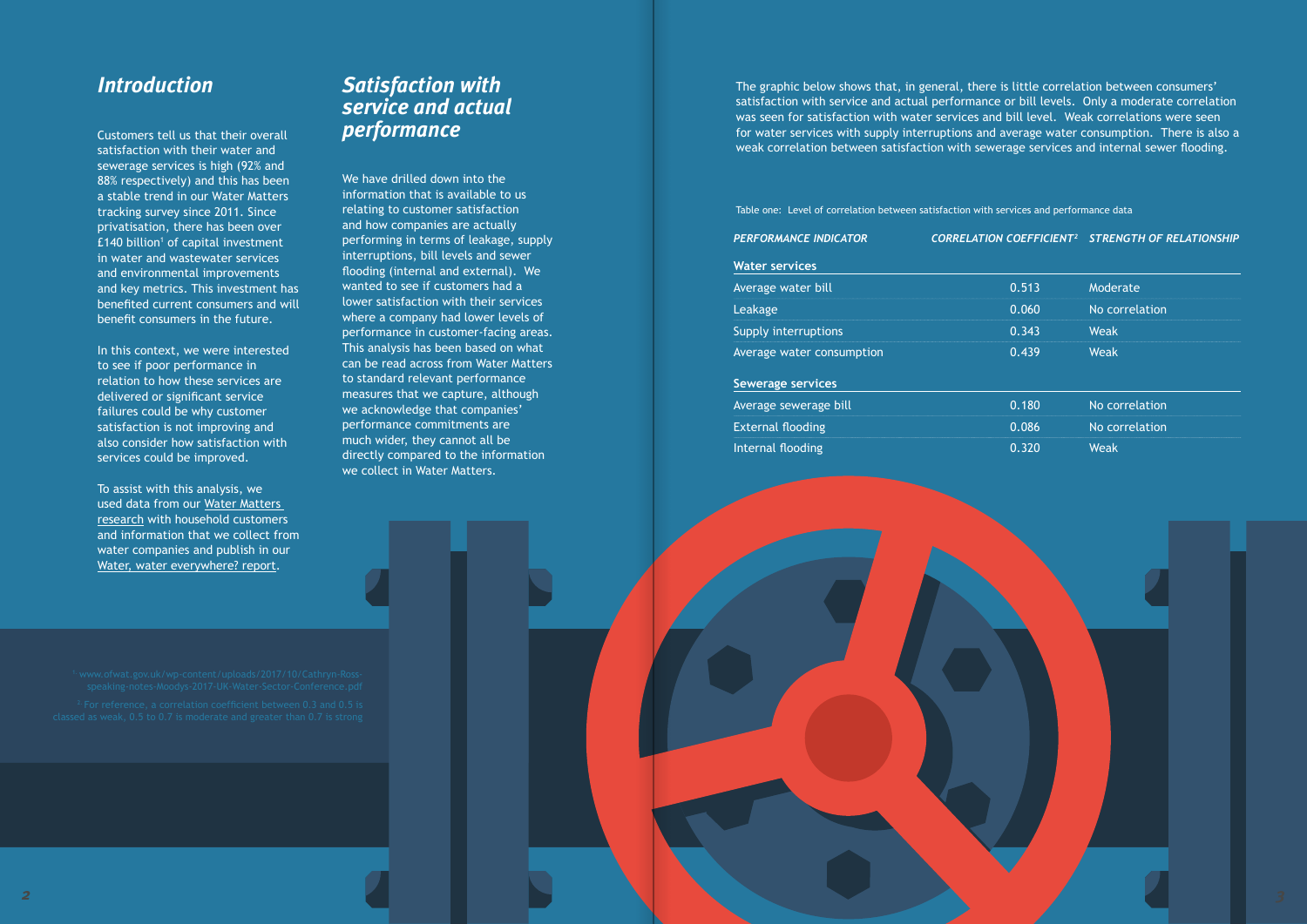## *Introduction*

Customers tell us that their overall satisfaction with their water and sewerage services is high (92% and 88% respectively) and this has been a stable trend in our Water Matters tracking survey since 2011. Since privatisation, there has been over £140 billion[1] of capital investment in water and wastewater services and environmental improvements and key metrics. This investment has benefited current consumers and will benefit consumers in the future.

In this context, we were interested to see if poor performance in relation to how these services are delivered or significant service failures could be why customer satisfaction is not improving and also consider how satisfaction with services could be improved.

To assist with this analysis, we used data from our Water Matters research with household customers and information that we collect from water companies and publish in our Water, water everywhere? report.

## *Satisfaction with service and actual performance*

We have drilled down into the information that is available to us relating to customer satisfaction and how companies are actually performing in terms of leakage, supply interruptions, bill levels and sewer flooding (internal and external). We wanted to see if customers had a lower satisfaction with their services where a company had lower levels of performance in customer-facing areas. This analysis has been based on what can be read across from Water Matters to standard relevant performance measures that we capture, although we acknowledge that companies' performance commitments are much wider, they cannot all be directly compared to the information we collect in Water Matters.

The graphic below shows that, in general, there is little correlation between consumers' satisfaction with service and actual performance or bill levels. Only a moderate correlation was seen for satisfaction with water services and bill level. Weak correlations were seen for water services with supply interruptions and average water consumption. There is also a weak correlation between satisfaction with sewerage services and internal sewer flooding.

Table one: Level of correlation between satisfaction with services and performance data

| *PERFORMANCE INDICATOR* | *CORRELATION COEFFICIENT*[2] | *STRENGTH OF RELATIONSHIP* |
|---|---|---|
| **Water services** | | |
| Average water bill | 0.513 | Moderate |
| Leakage | 0.060 | No correlation |
| Supply interruptions | 0.343 | Weak |
| Average water consumption | 0.439 | Weak |
| **Sewerage services** | | |
| Average sewerage bill | 0.180 | No correlation |
| External flooding | 0.086 | No correlation |
| Internal flooding | 0.320 | Weak |

[1] www.ofwat.gov.uk/wp-content/uploads/2017/10/Cathryn-Ross-speaking-notes-Moodys-2017-UK-Water-Sector-Conference.pdf

[2] For reference, a correlation coefficient between 0.3 and 0.5 is classed as weak, 0.5 to 0.7 is moderate and greater than 0.7 is strong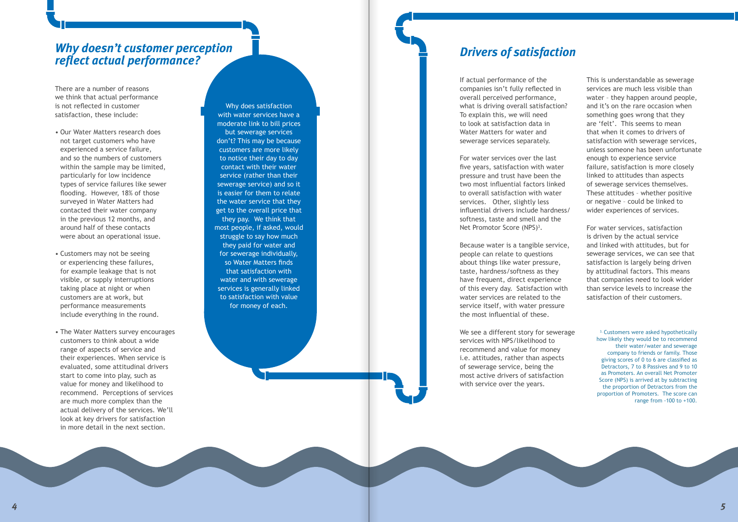## *Why doesn't customer perception reflect actual performance?*

There are a number of reasons we think that actual performance is not reflected in customer satisfaction, these include:

- Our Water Matters research does not target customers who have experienced a service failure, and so the numbers of customers within the sample may be limited, particularly for low incidence types of service failures like sewer flooding. However, 18% of those surveyed in Water Matters had contacted their water company in the previous 12 months, and around half of these contacts were about an operational issue.
- Customers may not be seeing or experiencing these failures, for example leakage that is not visible, or supply interruptions taking place at night or when customers are at work, but performance measurements include everything in the round.
- The Water Matters survey encourages customers to think about a wide range of aspects of service and their experiences. When service is evaluated, some attitudinal drivers start to come into play, such as value for money and likelihood to recommend. Perceptions of services are much more complex than the actual delivery of the services. We'll look at key drivers for satisfaction in more detail in the next section.

Why does satisfaction with water services have a moderate link to bill prices but sewerage services don't? This may be because customers are more likely to notice their day to day contact with their water service (rather than their sewerage service) and so it is easier for them to relate the water service that they get to the overall price that they pay. We think that most people, if asked, would struggle to say how much they paid for water and for sewerage individually, so Water Matters finds that satisfaction with water and with sewerage services is generally linked to satisfaction with value for money of each.

## *Drivers of satisfaction*

If actual performance of the companies isn't fully reflected in overall perceived performance, what is driving overall satisfaction? To explain this, we will need to look at satisfaction data in Water Matters for water and sewerage services separately.

For water services over the last five years, satisfaction with water pressure and trust have been the two most influential factors linked to overall satisfaction with water services. Other, slightly less influential drivers include hardness/softness, taste and smell and the Net Promotor Score (NPS)[3].

Because water is a tangible service, people can relate to questions about things like water pressure, taste, hardness/softness as they have frequent, direct experience of this every day. Satisfaction with water services are related to the service itself, with water pressure the most influential of these.

We see a different story for sewerage services with NPS/likelihood to recommend and value for money i.e. attitudes, rather than aspects of sewerage service, being the most active drivers of satisfaction with service over the years.

This is understandable as sewerage services are much less visible than water – they happen around people, and it's on the rare occasion when something goes wrong that they are 'felt'. This seems to mean that when it comes to drivers of satisfaction with sewerage services, unless someone has been unfortunate enough to experience service failure, satisfaction is more closely linked to attitudes than aspects of sewerage services themselves. These attitudes – whether positive or negative – could be linked to wider experiences of services.

For water services, satisfaction is driven by the actual service and linked with attitudes, but for sewerage services, we can see that satisfaction is largely being driven by attitudinal factors. This means that companies need to look wider than service levels to increase the satisfaction of their customers.

[3] Customers were asked hypothetically how likely they would be to recommend their water/water and sewerage company to friends or family. Those giving scores of 0 to 6 are classified as Detractors, 7 to 8 Passives and 9 to 10 as Promoters. An overall Net Promoter Score (NPS) is arrived at by subtracting the proportion of Detractors from the proportion of Promoters. The score can range from -100 to +100.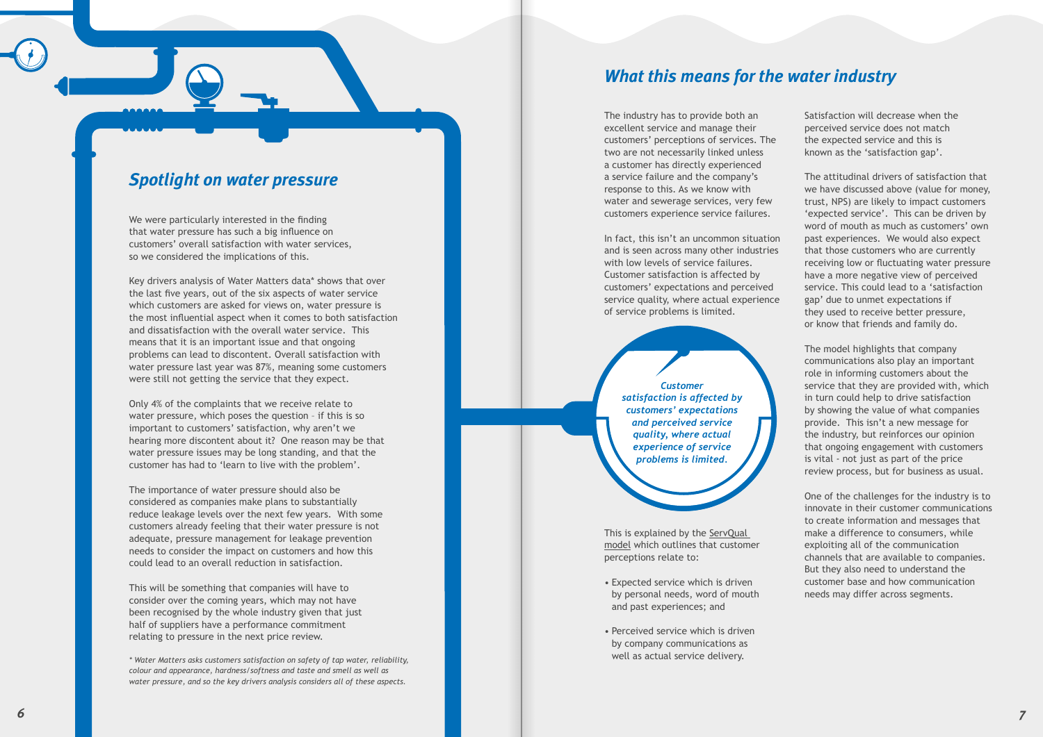## Spotlight on water pressure

We were particularly interested in the finding that water pressure has such a big influence on customers' overall satisfaction with water services, so we considered the implications of this.

Key drivers analysis of Water Matters data* shows that over the last five years, out of the six aspects of water service which customers are asked for views on, water pressure is the most influential aspect when it comes to both satisfaction and dissatisfaction with the overall water service. This means that it is an important issue and that ongoing problems can lead to discontent. Overall satisfaction with water pressure last year was 87%, meaning some customers were still not getting the service that they expect.

Only 4% of the complaints that we receive relate to water pressure, which poses the question – if this is so important to customers' satisfaction, why aren't we hearing more discontent about it? One reason may be that water pressure issues may be long standing, and that the customer has had to 'learn to live with the problem'.

The importance of water pressure should also be considered as companies make plans to substantially reduce leakage levels over the next few years. With some customers already feeling that their water pressure is not adequate, pressure management for leakage prevention needs to consider the impact on customers and how this could lead to an overall reduction in satisfaction.

This will be something that companies will have to consider over the coming years, which may not have been recognised by the whole industry given that just half of suppliers have a performance commitment relating to pressure in the next price review.

*\* Water Matters asks customers satisfaction on safety of tap water, reliability, colour and appearance, hardness/softness and taste and smell as well as water pressure, and so the key drivers analysis considers all of these aspects.*

## What this means for the water industry

The industry has to provide both an excellent service and manage their customers' perceptions of services. The two are not necessarily linked unless a customer has directly experienced a service failure and the company's response to this. As we know with water and sewerage services, very few customers experience service failures.

In fact, this isn't an uncommon situation and is seen across many other industries with low levels of service failures. Customer satisfaction is affected by customers' expectations and perceived service quality, where actual experience of service problems is limited.

> *Customer satisfaction is affected by customers' expectations and perceived service quality, where actual experience of service problems is limited.*

This is explained by the ServQual model which outlines that customer perceptions relate to:

- Expected service which is driven by personal needs, word of mouth and past experiences; and
- Perceived service which is driven by company communications as well as actual service delivery.

Satisfaction will decrease when the perceived service does not match the expected service and this is known as the 'satisfaction gap'.

The attitudinal drivers of satisfaction that we have discussed above (value for money, trust, NPS) are likely to impact customers 'expected service'. This can be driven by word of mouth as much as customers' own past experiences. We would also expect that those customers who are currently receiving low or fluctuating water pressure have a more negative view of perceived service. This could lead to a 'satisfaction gap' due to unmet expectations if they used to receive better pressure, or know that friends and family do.

The model highlights that company communications also play an important role in informing customers about the service that they are provided with, which in turn could help to drive satisfaction by showing the value of what companies provide. This isn't a new message for the industry, but reinforces our opinion that ongoing engagement with customers is vital - not just as part of the price review process, but for business as usual.

One of the challenges for the industry is to innovate in their customer communications to create information and messages that make a difference to consumers, while exploiting all of the communication channels that are available to companies. But they also need to understand the customer base and how communication needs may differ across segments.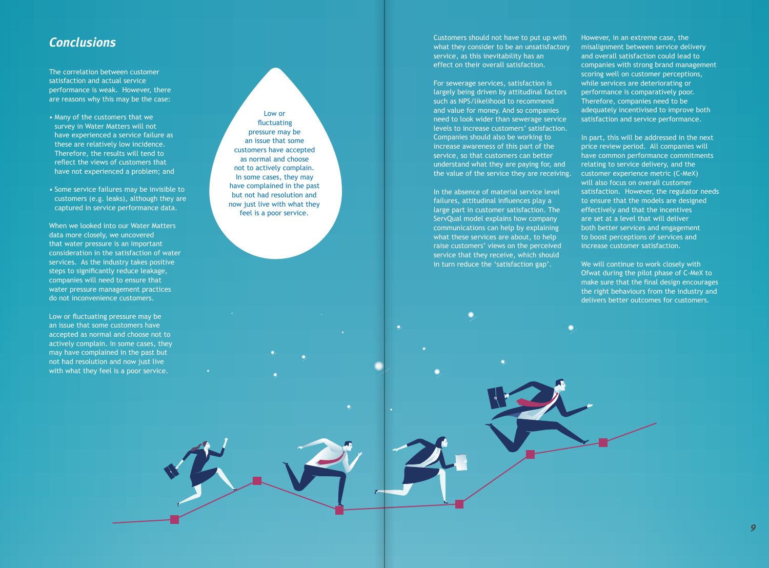## *Conclusions*

The correlation between customer satisfaction and actual service performance is weak. However, there are reasons why this may be the case:

- Many of the customers that we survey in Water Matters will not have experienced a service failure as these are relatively low incidence. Therefore, the results will tend to reflect the views of customers that have not experienced a problem; and
- Some service failures may be invisible to customers (e.g. leaks), although they are captured in service performance data.

When we looked into our Water Matters data more closely, we uncovered that water pressure is an important consideration in the satisfaction of water services. As the industry takes positive steps to significantly reduce leakage, companies will need to ensure that water pressure management practices do not inconvenience customers.

Low or fluctuating pressure may be an issue that some customers have accepted as normal and choose not to actively complain. In some cases, they may have complained in the past but not had resolution and now just live with what they feel is a poor service.

> Low or fluctuating pressure may be an issue that some customers have accepted as normal and choose not to actively complain. In some cases, they may have complained in the past but not had resolution and now just live with what they feel is a poor service.

Customers should not have to put up with what they consider to be an unsatisfactory service, as this inevitability has an effect on their overall satisfaction.

For sewerage services, satisfaction is largely being driven by attitudinal factors such as NPS/likelihood to recommend and value for money. And so companies need to look wider than sewerage service levels to increase customers' satisfaction. Companies should also be working to increase awareness of this part of the service, so that customers can better understand what they are paying for, and the value of the service they are receiving.

In the absence of material service level failures, attitudinal influences play a large part in customer satisfaction. The ServQual model explains how company communications can help by explaining what these services are about, to help raise customers' views on the perceived service that they receive, which should in turn reduce the 'satisfaction gap'.

However, in an extreme case, the misalignment between service delivery and overall satisfaction could lead to companies with strong brand management scoring well on customer perceptions, while services are deteriorating or performance is comparatively poor. Therefore, companies need to be adequately incentivised to improve both satisfaction and service performance.

In part, this will be addressed in the next price review period. All companies will have common performance commitments relating to service delivery, and the customer experience metric (C-MeX) will also focus on overall customer satisfaction. However, the regulator needs to ensure that the models are designed effectively and that the incentives are set at a level that will deliver both better services and engagement to boost perceptions of services and increase customer satisfaction.

We will continue to work closely with Ofwat during the pilot phase of C-MeX to make sure that the final design encourages the right behaviours from the industry and delivers better outcomes for customers.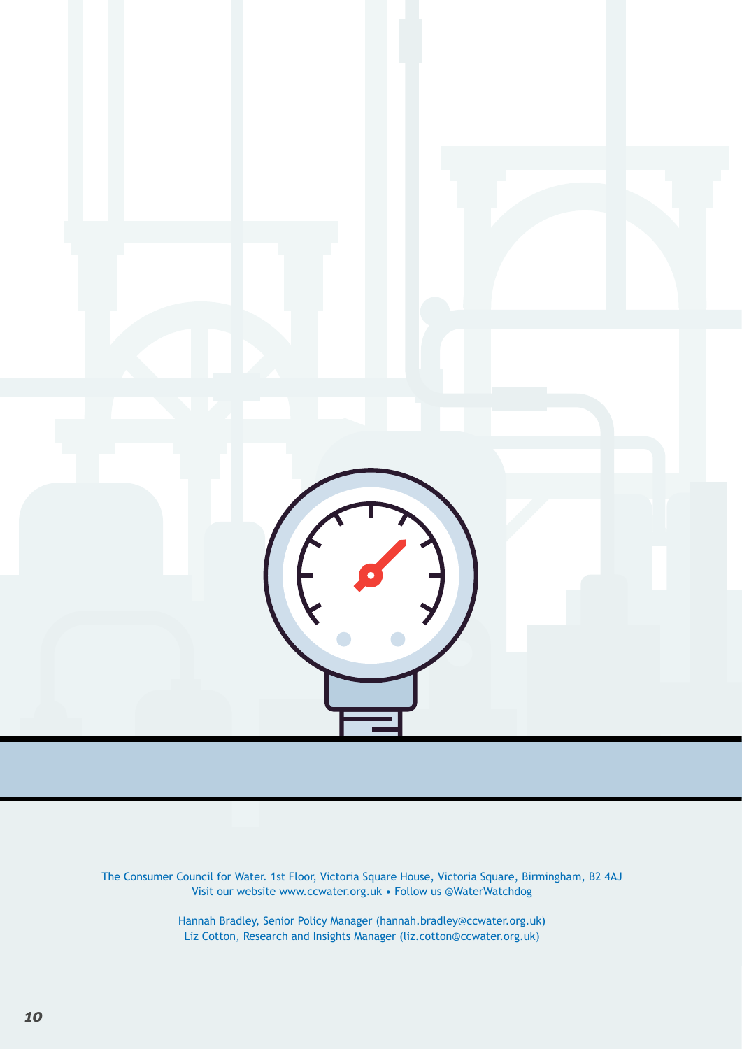The Consumer Council for Water. 1st Floor, Victoria Square House, Victoria Square, Birmingham, B2 4AJ
Visit our website www.ccwater.org.uk • Follow us @WaterWatchdog

Hannah Bradley, Senior Policy Manager (hannah.bradley@ccwater.org.uk)
Liz Cotton, Research and Insights Manager (liz.cotton@ccwater.org.uk)